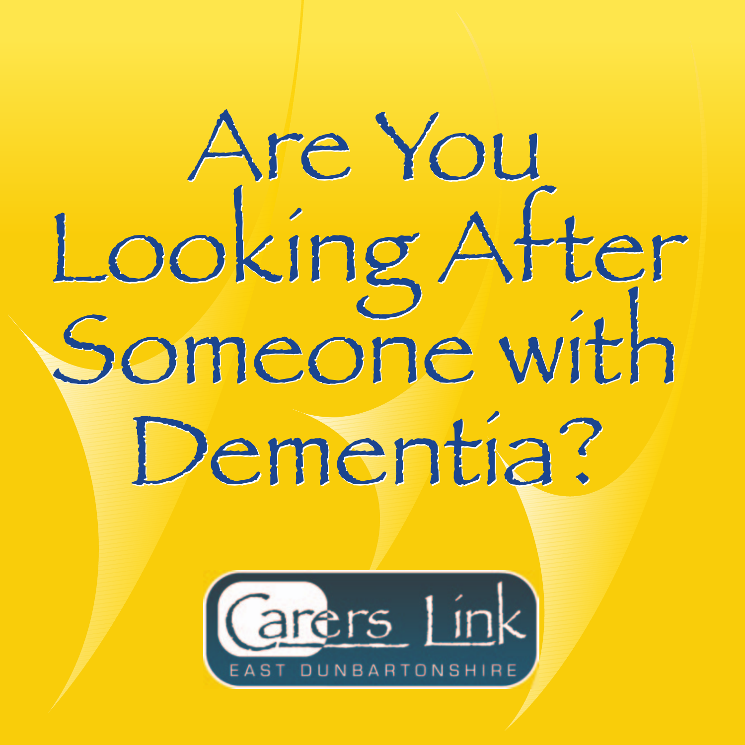# Are You Looking After Someone with Dementia?

Carers Link

EAST DUNBARTONSHIRE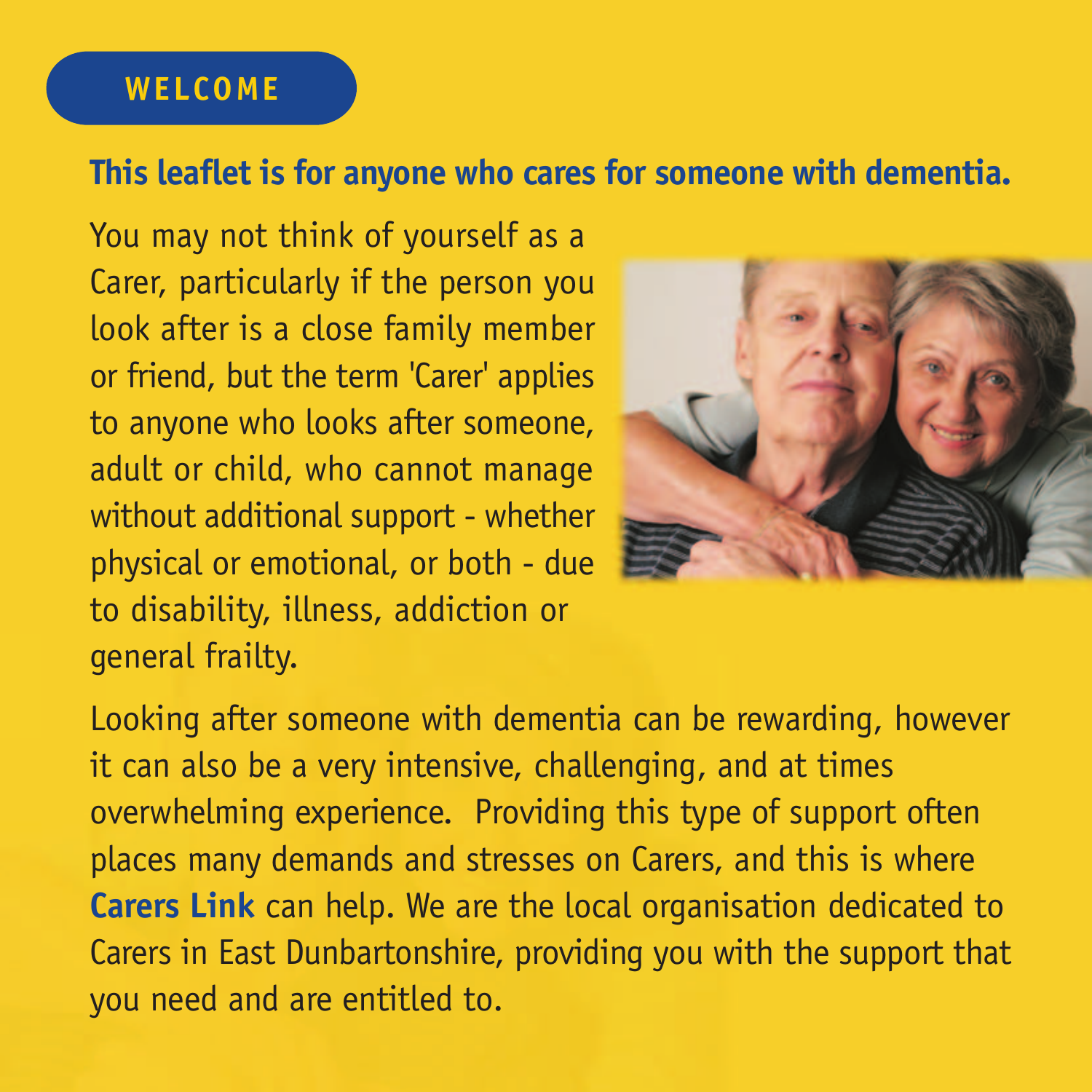## WELCOME

**This leaflet is for anyone who cares for someone with dementia.**

You may not think of yourself as a Carer, particularly if the person you look after is a close family member or friend, but the term 'Carer' applies to anyone who looks after someone, adult or child, who cannot manage without additional support - whether physical or emotional, or both - due to disability, illness, addiction or general frailty.

Looking after someone with dementia can be rewarding, however it can also be a very intensive, challenging, and at times overwhelming experience. Providing this type of support often places many demands and stresses on Carers, and this is where **Carers Link** can help. We are the local organisation dedicated to Carers in East Dunbartonshire, providing you with the support that you need and are entitled to.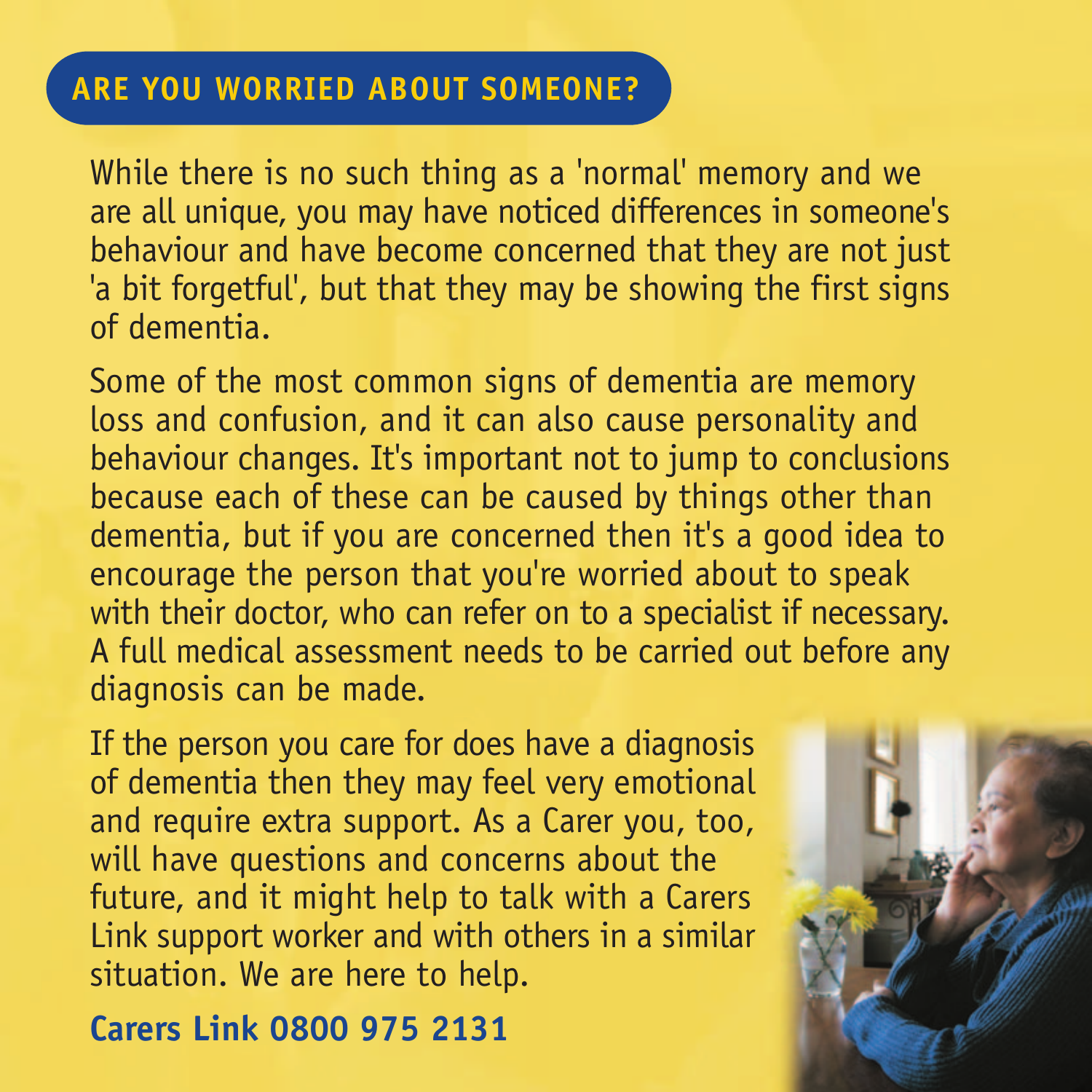## ARE YOU WORRIED ABOUT SOMEONE?

While there is no such thing as a 'normal' memory and we are all unique, you may have noticed differences in someone's behaviour and have become concerned that they are not just 'a bit forgetful', but that they may be showing the first signs of dementia.

Some of the most common signs of dementia are memory loss and confusion, and it can also cause personality and behaviour changes. It's important not to jump to conclusions because each of these can be caused by things other than dementia, but if you are concerned then it's a good idea to encourage the person that you're worried about to speak with their doctor, who can refer on to a specialist if necessary. A full medical assessment needs to be carried out before any diagnosis can be made.

If the person you care for does have a diagnosis of dementia then they may feel very emotional and require extra support. As a Carer you, too, will have questions and concerns about the future, and it might help to talk with a Carers Link support worker and with others in a similar situation. We are here to help.

**Carers Link 0800 975 2131**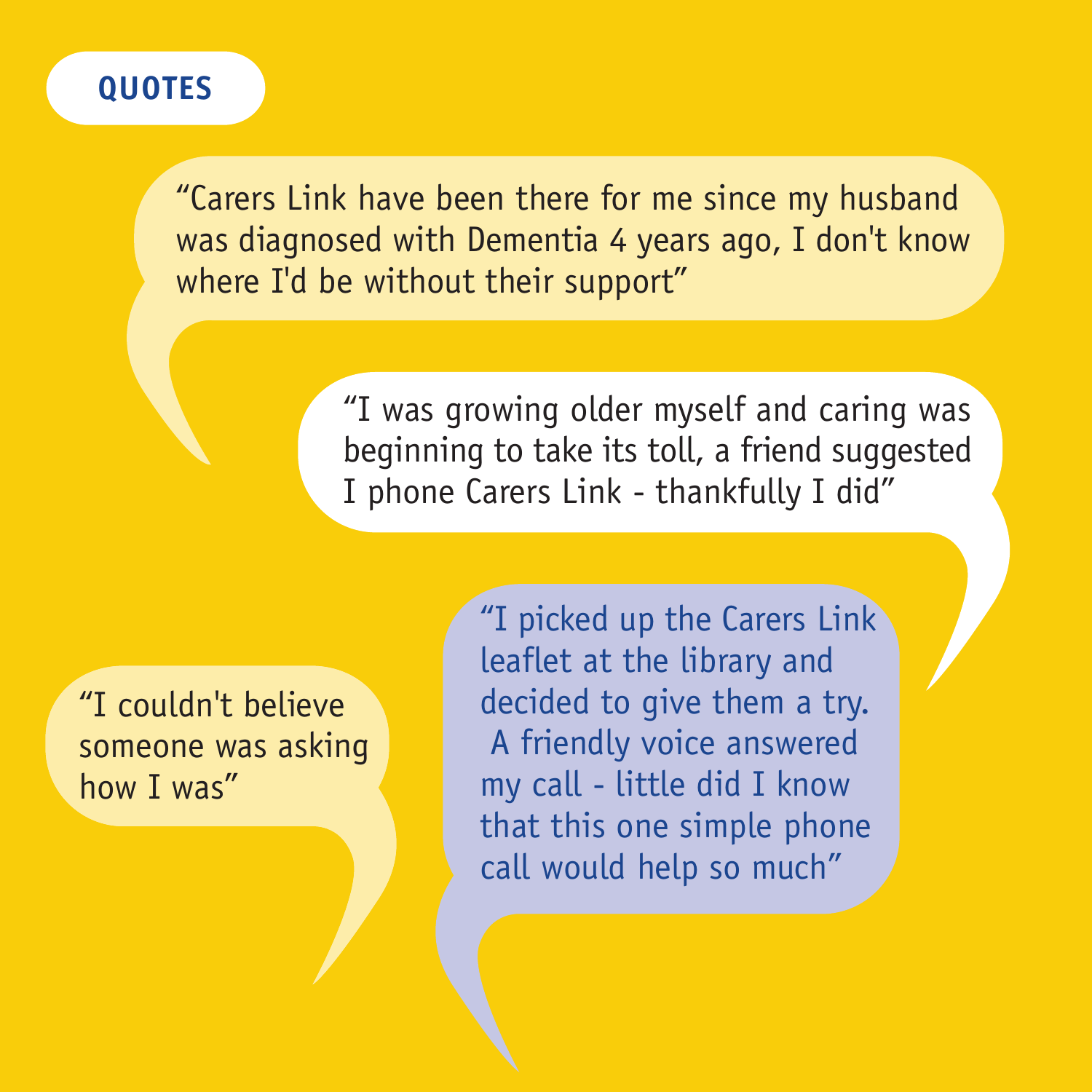## QUOTES

“Carers Link have been there for me since my husband was diagnosed with Dementia 4 years ago, I don't know where I'd be without their support”

“I was growing older myself and caring was beginning to take its toll, a friend suggested I phone Carers Link - thankfully I did”

“I couldn't believe someone was asking how I was”

“I picked up the Carers Link leaflet at the library and decided to give them a try. A friendly voice answered my call - little did I know that this one simple phone call would help so much”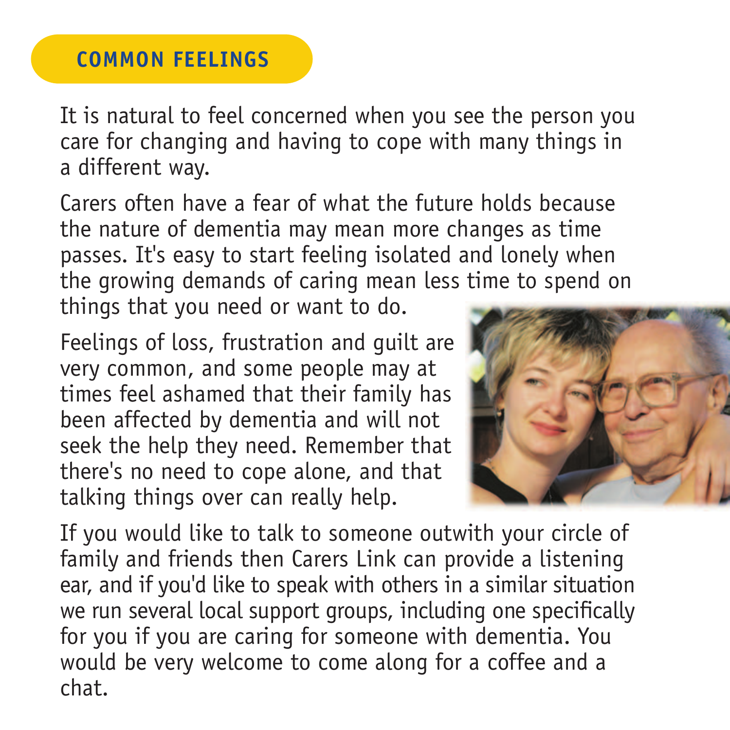## COMMON FEELINGS

It is natural to feel concerned when you see the person you care for changing and having to cope with many things in a different way.

Carers often have a fear of what the future holds because the nature of dementia may mean more changes as time passes. It's easy to start feeling isolated and lonely when the growing demands of caring mean less time to spend on things that you need or want to do.

Feelings of loss, frustration and guilt are very common, and some people may at times feel ashamed that their family has been affected by dementia and will not seek the help they need. Remember that there's no need to cope alone, and that talking things over can really help.

If you would like to talk to someone outwith your circle of family and friends then Carers Link can provide a listening ear, and if you'd like to speak with others in a similar situation we run several local support groups, including one specifically for you if you are caring for someone with dementia. You would be very welcome to come along for a coffee and a chat.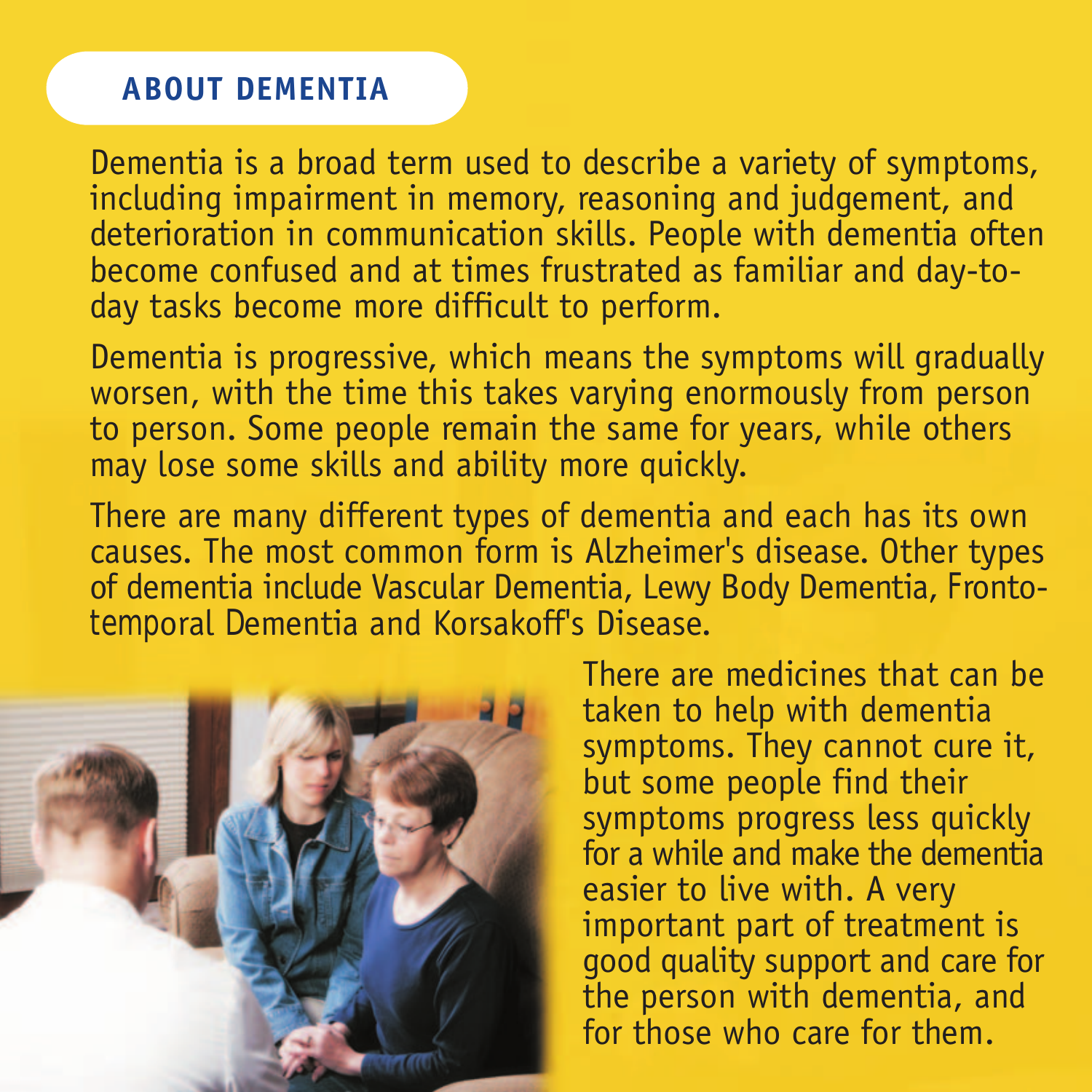## ABOUT DEMENTIA

Dementia is a broad term used to describe a variety of symptoms, including impairment in memory, reasoning and judgement, and deterioration in communication skills. People with dementia often become confused and at times frustrated as familiar and day-to-day tasks become more difficult to perform.

Dementia is progressive, which means the symptoms will gradually worsen, with the time this takes varying enormously from person to person. Some people remain the same for years, while others may lose some skills and ability more quickly.

There are many different types of dementia and each has its own causes. The most common form is Alzheimer's disease. Other types of dementia include Vascular Dementia, Lewy Body Dementia, Fronto-temporal Dementia and Korsakoff's Disease.

There are medicines that can be taken to help with dementia symptoms. They cannot cure it, but some people find their symptoms progress less quickly for a while and make the dementia easier to live with. A very important part of treatment is good quality support and care for the person with dementia, and for those who care for them.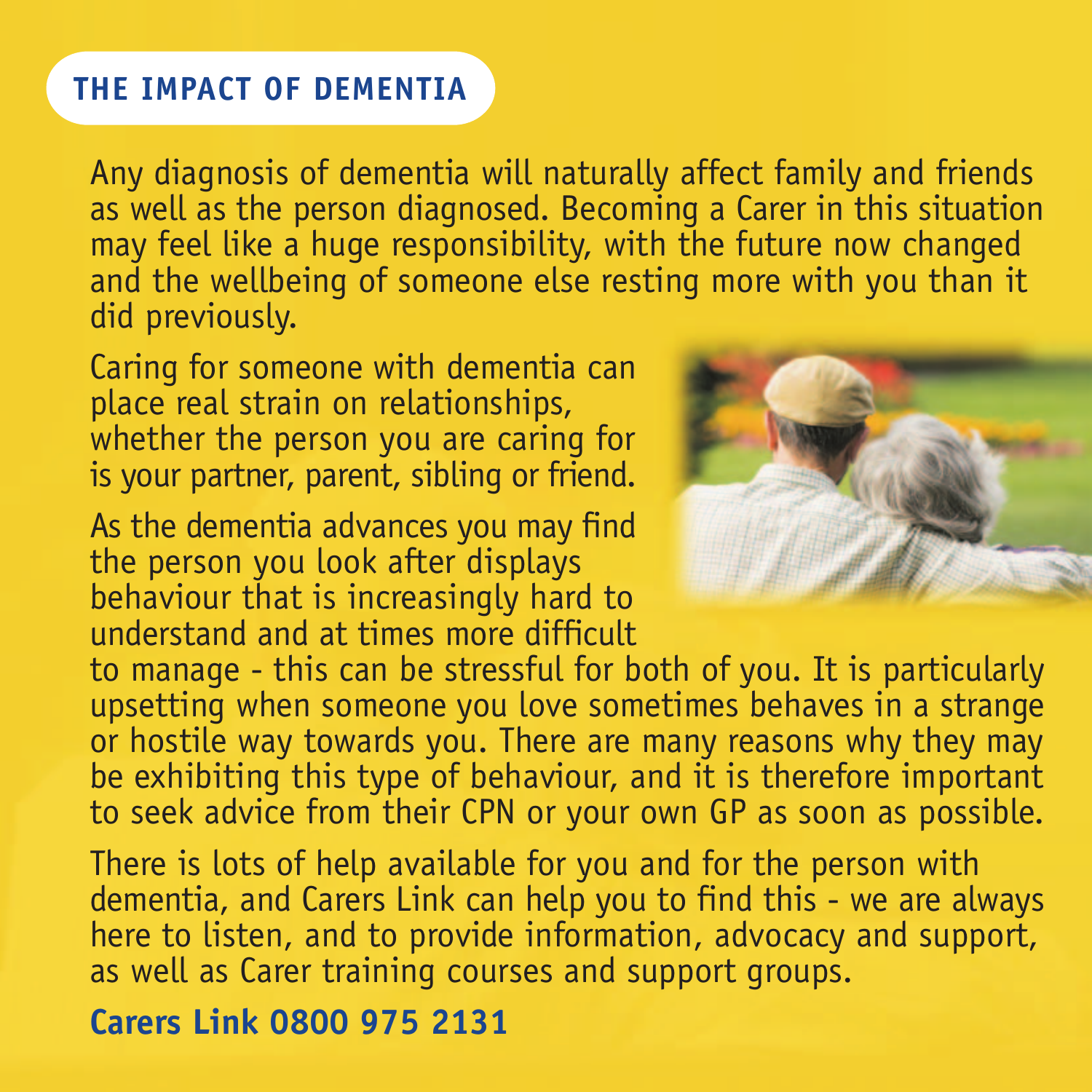## THE IMPACT OF DEMENTIA

Any diagnosis of dementia will naturally affect family and friends as well as the person diagnosed. Becoming a Carer in this situation may feel like a huge responsibility, with the future now changed and the wellbeing of someone else resting more with you than it did previously.

Caring for someone with dementia can place real strain on relationships, whether the person you are caring for is your partner, parent, sibling or friend.

As the dementia advances you may find the person you look after displays behaviour that is increasingly hard to understand and at times more difficult to manage - this can be stressful for both of you. It is particularly upsetting when someone you love sometimes behaves in a strange or hostile way towards you. There are many reasons why they may be exhibiting this type of behaviour, and it is therefore important to seek advice from their CPN or your own GP as soon as possible.

There is lots of help available for you and for the person with dementia, and Carers Link can help you to find this - we are always here to listen, and to provide information, advocacy and support, as well as Carer training courses and support groups.

**Carers Link 0800 975 2131**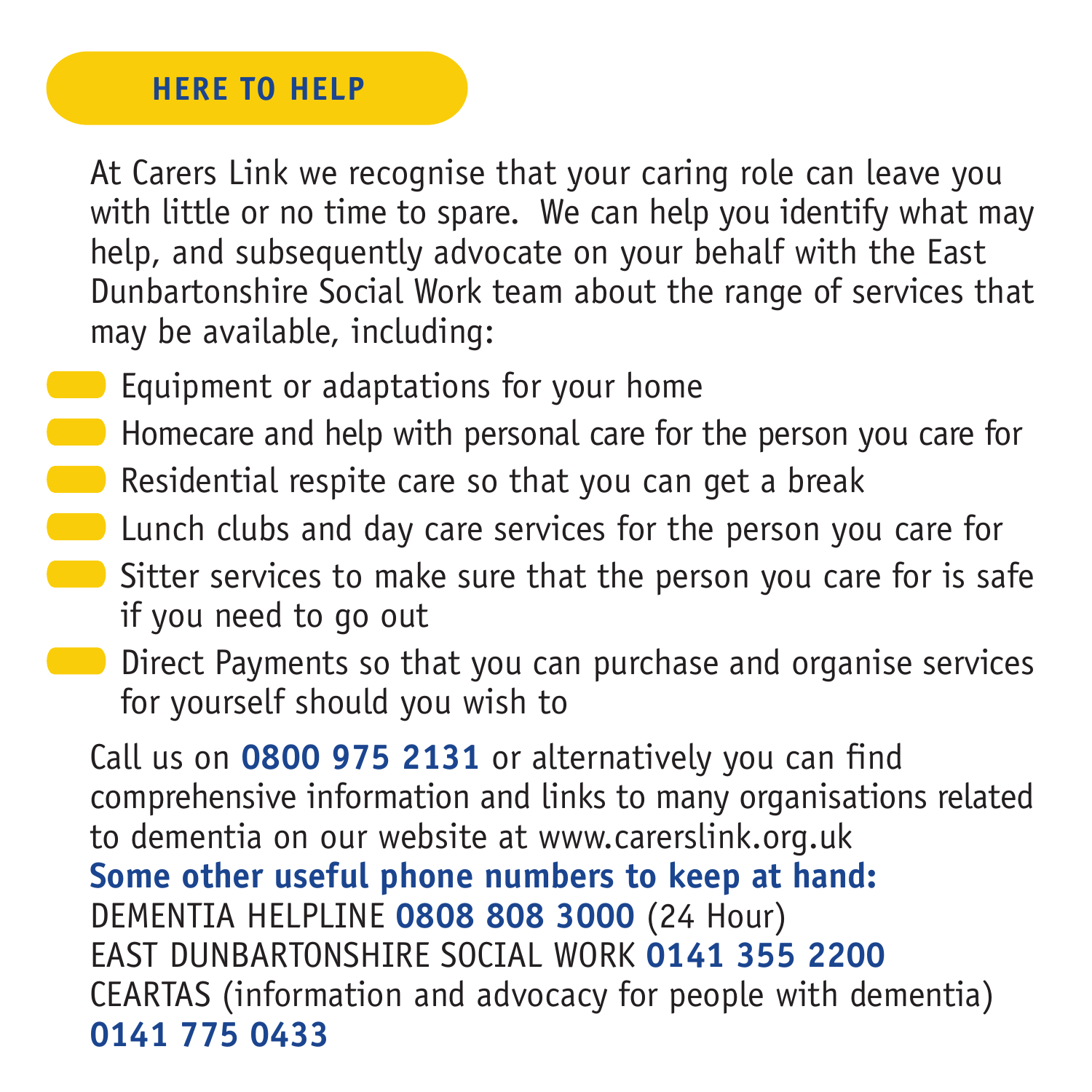## HERE TO HELP

At Carers Link we recognise that your caring role can leave you with little or no time to spare. We can help you identify what may help, and subsequently advocate on your behalf with the East Dunbartonshire Social Work team about the range of services that may be available, including:

- Equipment or adaptations for your home
- Homecare and help with personal care for the person you care for
- Residential respite care so that you can get a break
- Lunch clubs and day care services for the person you care for
- Sitter services to make sure that the person you care for is safe if you need to go out
- Direct Payments so that you can purchase and organise services for yourself should you wish to

Call us on **0800 975 2131** or alternatively you can find comprehensive information and links to many organisations related to dementia on our website at www.carerslink.org.uk

**Some other useful phone numbers to keep at hand:**

DEMENTIA HELPLINE **0808 808 3000** (24 Hour)

EAST DUNBARTONSHIRE SOCIAL WORK **0141 355 2200**

CEARTAS (information and advocacy for people with dementia) **0141 775 0433**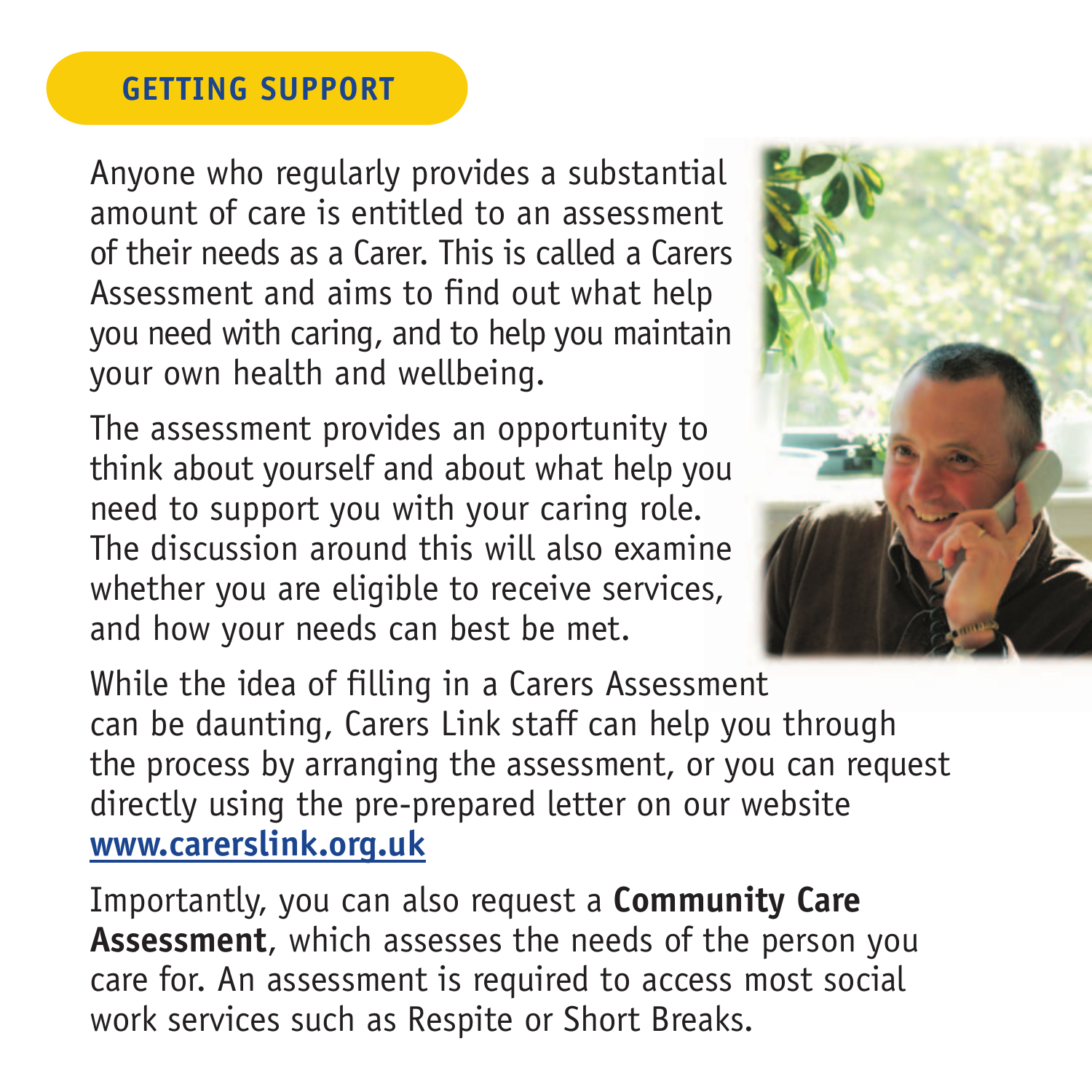## GETTING SUPPORT

Anyone who regularly provides a substantial amount of care is entitled to an assessment of their needs as a Carer. This is called a Carers Assessment and aims to find out what help you need with caring, and to help you maintain your own health and wellbeing.

The assessment provides an opportunity to think about yourself and about what help you need to support you with your caring role. The discussion around this will also examine whether you are eligible to receive services, and how your needs can best be met.

While the idea of filling in a Carers Assessment can be daunting, Carers Link staff can help you through the process by arranging the assessment, or you can request directly using the pre-prepared letter on our website **www.carerslink.org.uk**

Importantly, you can also request a **Community Care Assessment**, which assesses the needs of the person you care for. An assessment is required to access most social work services such as Respite or Short Breaks.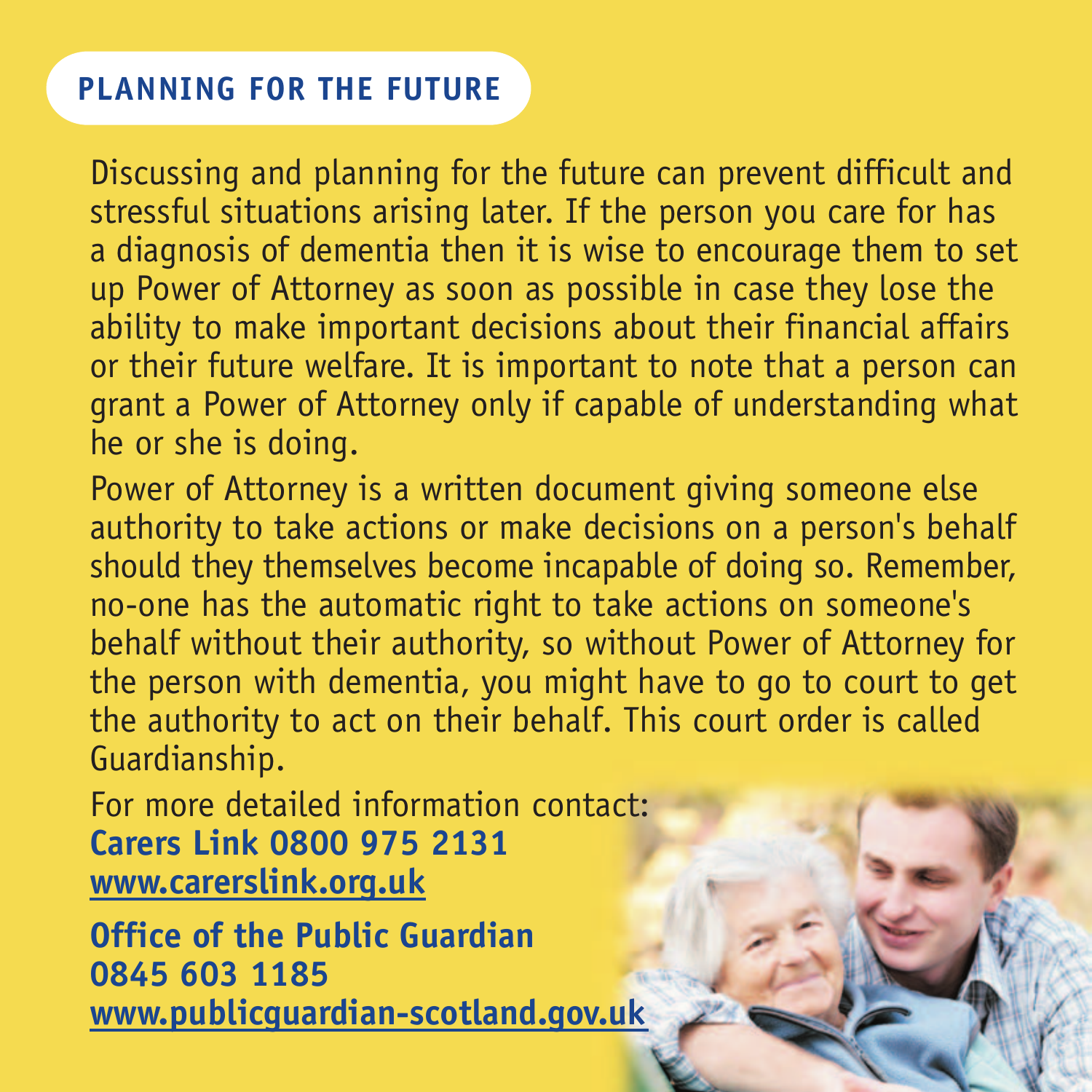## PLANNING FOR THE FUTURE

Discussing and planning for the future can prevent difficult and stressful situations arising later. If the person you care for has a diagnosis of dementia then it is wise to encourage them to set up Power of Attorney as soon as possible in case they lose the ability to make important decisions about their financial affairs or their future welfare. It is important to note that a person can grant a Power of Attorney only if capable of understanding what he or she is doing.

Power of Attorney is a written document giving someone else authority to take actions or make decisions on a person's behalf should they themselves become incapable of doing so. Remember, no-one has the automatic right to take actions on someone's behalf without their authority, so without Power of Attorney for the person with dementia, you might have to go to court to get the authority to act on their behalf. This court order is called Guardianship.

For more detailed information contact:
**Carers Link 0800 975 2131**
**www.carerslink.org.uk**

**Office of the Public Guardian**
**0845 603 1185**
**www.publicguardian-scotland.gov.uk**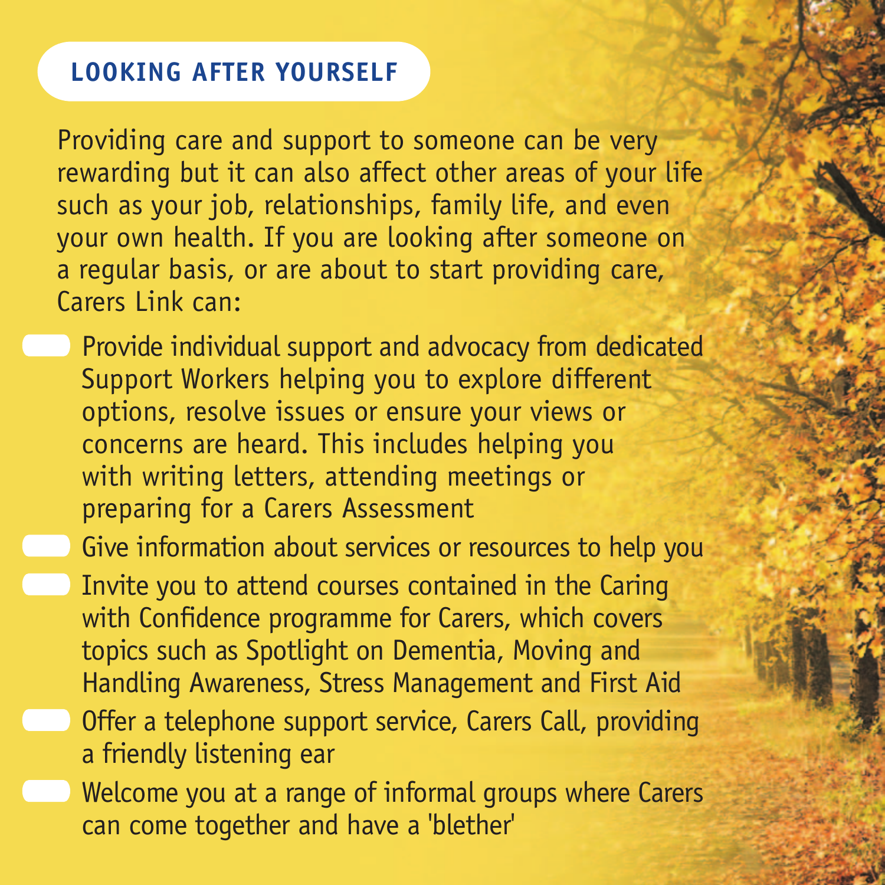## LOOKING AFTER YOURSELF

Providing care and support to someone can be very rewarding but it can also affect other areas of your life such as your job, relationships, family life, and even your own health. If you are looking after someone on a regular basis, or are about to start providing care, Carers Link can:

- Provide individual support and advocacy from dedicated Support Workers helping you to explore different options, resolve issues or ensure your views or concerns are heard. This includes helping you with writing letters, attending meetings or preparing for a Carers Assessment
- Give information about services or resources to help you
- Invite you to attend courses contained in the Caring with Confidence programme for Carers, which covers topics such as Spotlight on Dementia, Moving and Handling Awareness, Stress Management and First Aid
- Offer a telephone support service, Carers Call, providing a friendly listening ear
- Welcome you at a range of informal groups where Carers can come together and have a 'blether'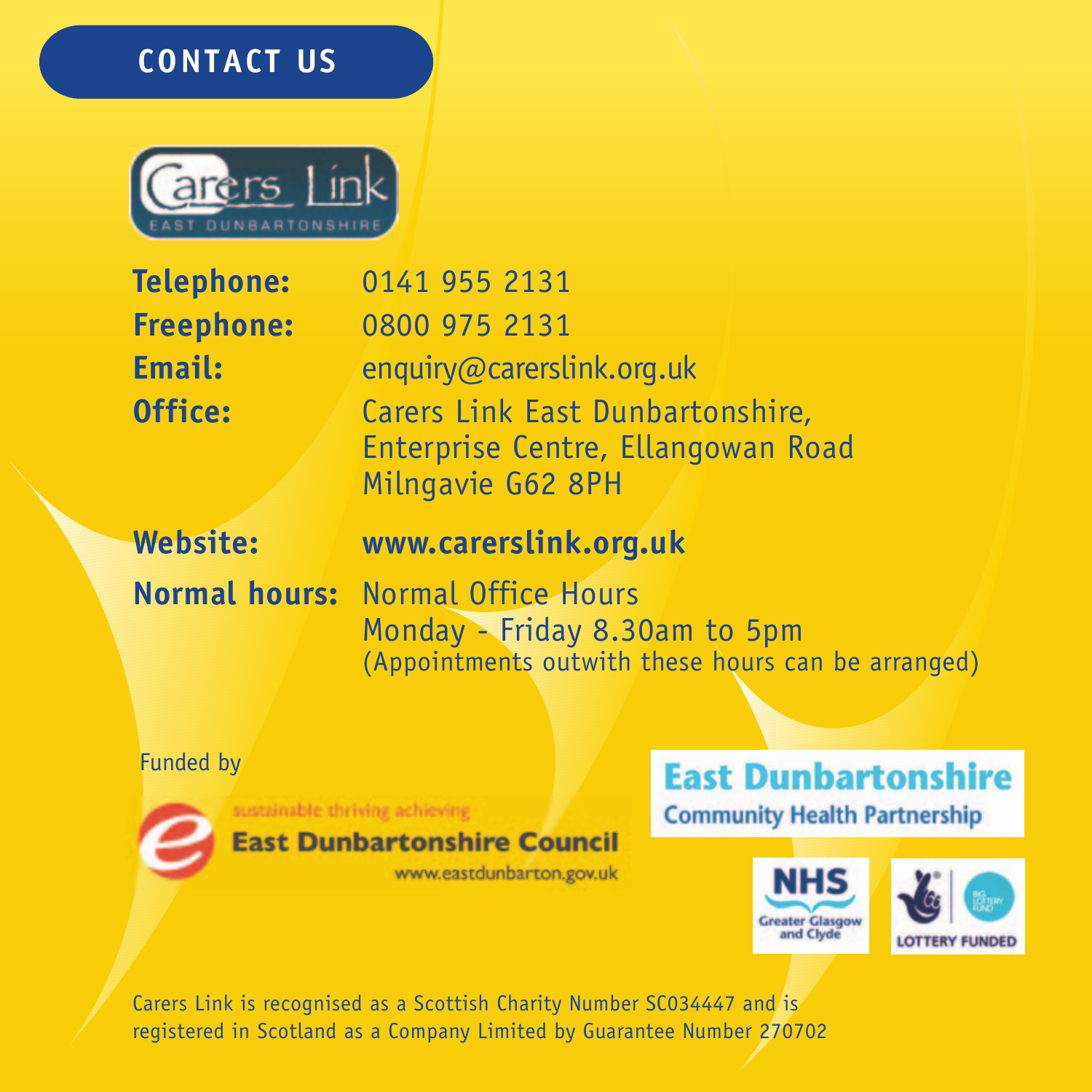## CONTACT US

Carers Link
EAST DUNBARTONSHIRE

**Telephone:** 0141 955 2131

**Freephone:** 0800 975 2131

**Email:** enquiry@carerslink.org.uk

**Office:** Carers Link East Dunbartonshire,
Enterprise Centre, Ellangowan Road
Milngavie G62 8PH

**Website:** **www.carerslink.org.uk**

**Normal hours:** Normal Office Hours
Monday - Friday 8.30am to 5pm
(Appointments outwith these hours can be arranged)

Funded by

sustainable thriving achieving
East Dunbartonshire Council
www.eastdunbarton.gov.uk

East Dunbartonshire
Community Health Partnership

NHS
Greater Glasgow and Clyde

LOTTERY FUNDED

Carers Link is recognised as a Scottish Charity Number SC034447 and is registered in Scotland as a Company Limited by Guarantee Number 270702